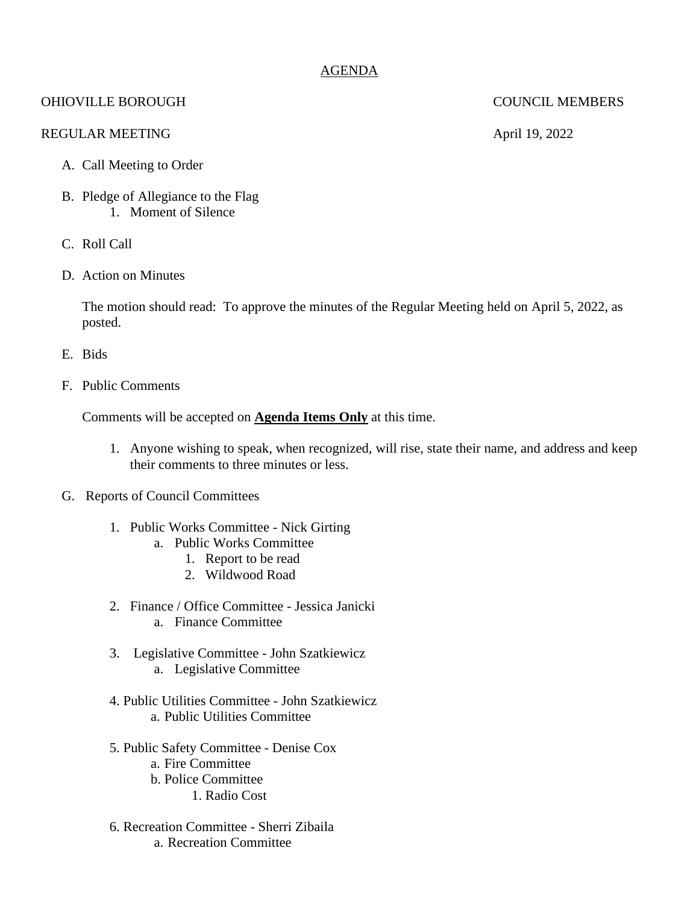# AGENDA

OHIOVILLE BOROUGH COUNCIL MEMBERS

REGULAR MEETING April 19, 2022

A. Call Meeting to Order

B. Pledge of Allegiance to the Flag
    1. Moment of Silence

C. Roll Call

D. Action on Minutes

   The motion should read: To approve the minutes of the Regular Meeting held on April 5, 2022, as posted.

E. Bids

F. Public Comments

   Comments will be accepted on **Agenda Items Only** at this time.

   1. Anyone wishing to speak, when recognized, will rise, state their name, and address and keep their comments to three minutes or less.

G. Reports of Council Committees

   1. Public Works Committee - Nick Girting
      a. Public Works Committee
         1. Report to be read
         2. Wildwood Road

   2. Finance / Office Committee - Jessica Janicki
      a. Finance Committee

   3. Legislative Committee - John Szatkiewicz
      a. Legislative Committee

   4. Public Utilities Committee - John Szatkiewicz
      a. Public Utilities Committee

   5. Public Safety Committee - Denise Cox
      a. Fire Committee
      b. Police Committee
         1. Radio Cost

   6. Recreation Committee - Sherri Zibaila
      a. Recreation Committee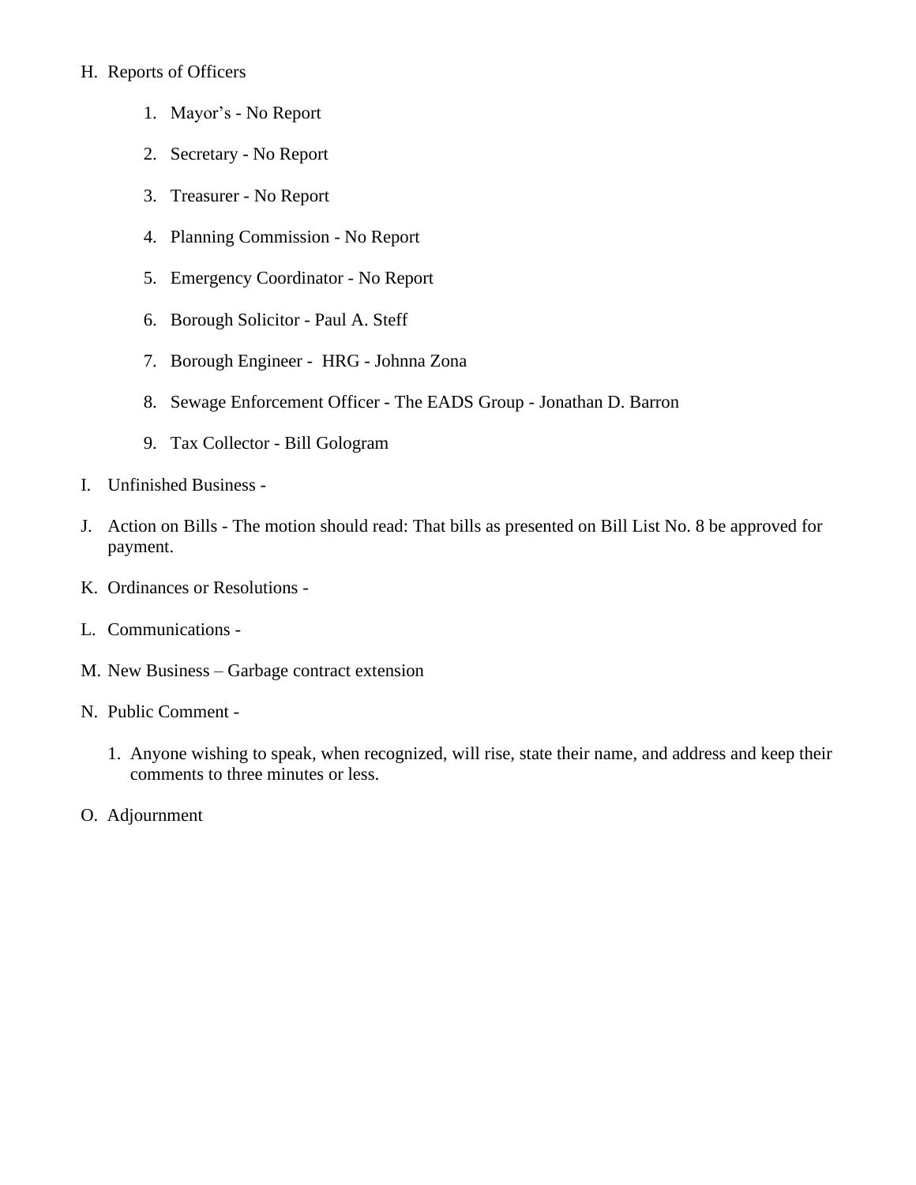H. Reports of Officers

1. Mayor's - No Report
2. Secretary - No Report
3. Treasurer - No Report
4. Planning Commission - No Report
5. Emergency Coordinator - No Report
6. Borough Solicitor - Paul A. Steff
7. Borough Engineer - HRG - Johnna Zona
8. Sewage Enforcement Officer - The EADS Group - Jonathan D. Barron
9. Tax Collector - Bill Gologram

I. Unfinished Business -

J. Action on Bills - The motion should read: That bills as presented on Bill List No. 8 be approved for payment.

K. Ordinances or Resolutions -

L. Communications -

M. New Business – Garbage contract extension

N. Public Comment -

1. Anyone wishing to speak, when recognized, will rise, state their name, and address and keep their comments to three minutes or less.

O. Adjournment